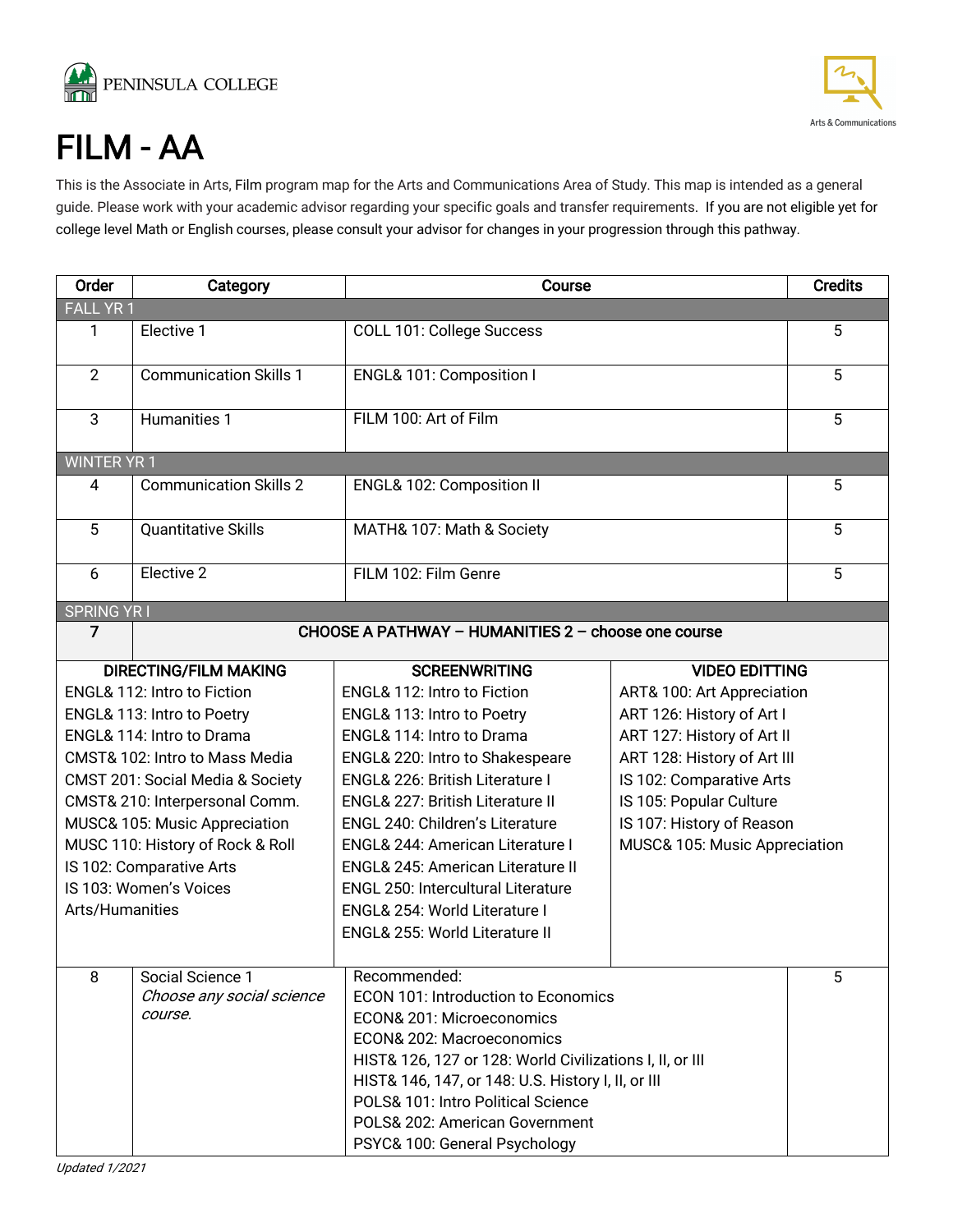PENINSULA COLLEGE

Arts & Communications

# FILM - AA

This is the Associate in Arts, Film program map for the Arts and Communications Area of Study. This map is intended as a general guide. Please work with your academic advisor regarding your specific goals and transfer requirements. If you are not eligible yet for college level Math or English courses, please consult your advisor for changes in your progression through this pathway.

| Order | Category | Course | Credits |
|---|---|---|---|
| FALL YR 1 | | | |
| 1 | Elective 1 | COLL 101: College Success | 5 |
| 2 | Communication Skills 1 | ENGL& 101: Composition I | 5 |
| 3 | Humanities 1 | FILM 100: Art of Film | 5 |
| WINTER YR 1 | | | |
| 4 | Communication Skills 2 | ENGL& 102: Composition II | 5 |
| 5 | Quantitative Skills | MATH& 107: Math & Society | 5 |
| 6 | Elective 2 | FILM 102: Film Genre | 5 |
| SPRING YR I | | | |
| 7 | **CHOOSE A PATHWAY – HUMANITIES 2 – choose one course** | | |

| DIRECTING/FILM MAKING | SCREENWRITING | VIDEO EDITTING |
|---|---|---|
| ENGL& 112: Intro to Fiction | ENGL& 112: Intro to Fiction | ART& 100: Art Appreciation |
| ENGL& 113: Intro to Poetry | ENGL& 113: Intro to Poetry | ART 126: History of Art I |
| ENGL& 114: Intro to Drama | ENGL& 114: Intro to Drama | ART 127: History of Art II |
| CMST& 102: Intro to Mass Media | ENGL& 220: Intro to Shakespeare | ART 128: History of Art III |
| CMST 201: Social Media & Society | ENGL& 226: British Literature I | IS 102: Comparative Arts |
| CMST& 210: Interpersonal Comm. | ENGL& 227: British Literature II | IS 105: Popular Culture |
| MUSC& 105: Music Appreciation | ENGL 240: Children's Literature | IS 107: History of Reason |
| MUSC 110: History of Rock & Roll | ENGL& 244: American Literature I | MUSC& 105: Music Appreciation |
| IS 102: Comparative Arts | ENGL& 245: American Literature II | |
| IS 103: Women's Voices | ENGL 250: Intercultural Literature | |
| Arts/Humanities | ENGL& 254: World Literature I | |
| | ENGL& 255: World Literature II | |

| Order | Category | Course | Credits |
|---|---|---|---|
| 8 | Social Science 1<br>*Choose any social science course.* | Recommended:<br>ECON 101: Introduction to Economics<br>ECON& 201: Microeconomics<br>ECON& 202: Macroeconomics<br>HIST& 126, 127 or 128: World Civilizations I, II, or III<br>HIST& 146, 147, or 148: U.S. History I, II, or III<br>POLS& 101: Intro Political Science<br>POLS& 202: American Government<br>PSYC& 100: General Psychology | 5 |

*Updated 1/2021*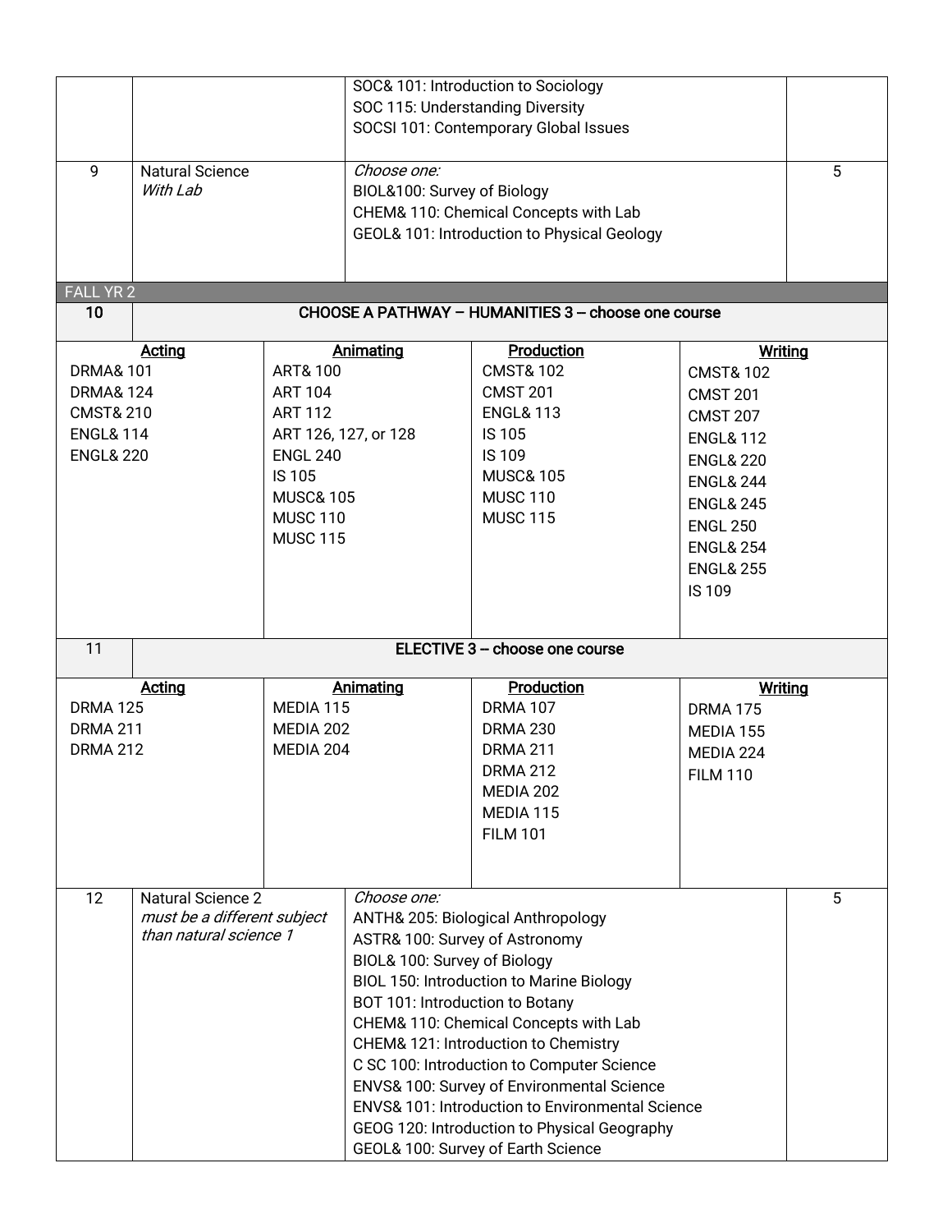| | | | |
|---|---|---|---|
| | | SOC& 101: Introduction to Sociology<br>SOC 115: Understanding Diversity<br>SOCSI 101: Contemporary Global Issues | |
| 9 | Natural Science<br>*With Lab* | *Choose one:*<br>BIOL&100: Survey of Biology<br>CHEM& 110: Chemical Concepts with Lab<br>GEOL& 101: Introduction to Physical Geology | 5 |

**FALL YR 2**

**10 — CHOOSE A PATHWAY – HUMANITIES 3 – choose one course**

| Acting | Animating | Production | Writing |
|---|---|---|---|
| DRMA& 101<br>DRMA& 124<br>CMST& 210<br>ENGL& 114<br>ENGL& 220 | ART& 100<br>ART 104<br>ART 112<br>ART 126, 127, or 128<br>ENGL 240<br>IS 105<br>MUSC& 105<br>MUSC 110<br>MUSC 115 | CMST& 102<br>CMST 201<br>ENGL& 113<br>IS 105<br>IS 109<br>MUSC& 105<br>MUSC 110<br>MUSC 115 | CMST& 102<br>CMST 201<br>CMST 207<br>ENGL& 112<br>ENGL& 220<br>ENGL& 244<br>ENGL& 245<br>ENGL 250<br>ENGL& 254<br>ENGL& 255<br>IS 109 |

**11 — ELECTIVE 3 – choose one course**

| Acting | Animating | Production | Writing |
|---|---|---|---|
| DRMA 125<br>DRMA 211<br>DRMA 212 | MEDIA 115<br>MEDIA 202<br>MEDIA 204 | DRMA 107<br>DRMA 230<br>DRMA 211<br>DRMA 212<br>MEDIA 202<br>MEDIA 115<br>FILM 101 | DRMA 175<br>MEDIA 155<br>MEDIA 224<br>FILM 110 |

| | | | |
|---|---|---|---|
| 12 | Natural Science 2<br>*must be a different subject than natural science 1* | *Choose one:*<br>ANTH& 205: Biological Anthropology<br>ASTR& 100: Survey of Astronomy<br>BIOL& 100: Survey of Biology<br>BIOL 150: Introduction to Marine Biology<br>BOT 101: Introduction to Botany<br>CHEM& 110: Chemical Concepts with Lab<br>CHEM& 121: Introduction to Chemistry<br>C SC 100: Introduction to Computer Science<br>ENVS& 100: Survey of Environmental Science<br>ENVS& 101: Introduction to Environmental Science<br>GEOG 120: Introduction to Physical Geography<br>GEOL& 100: Survey of Earth Science | 5 |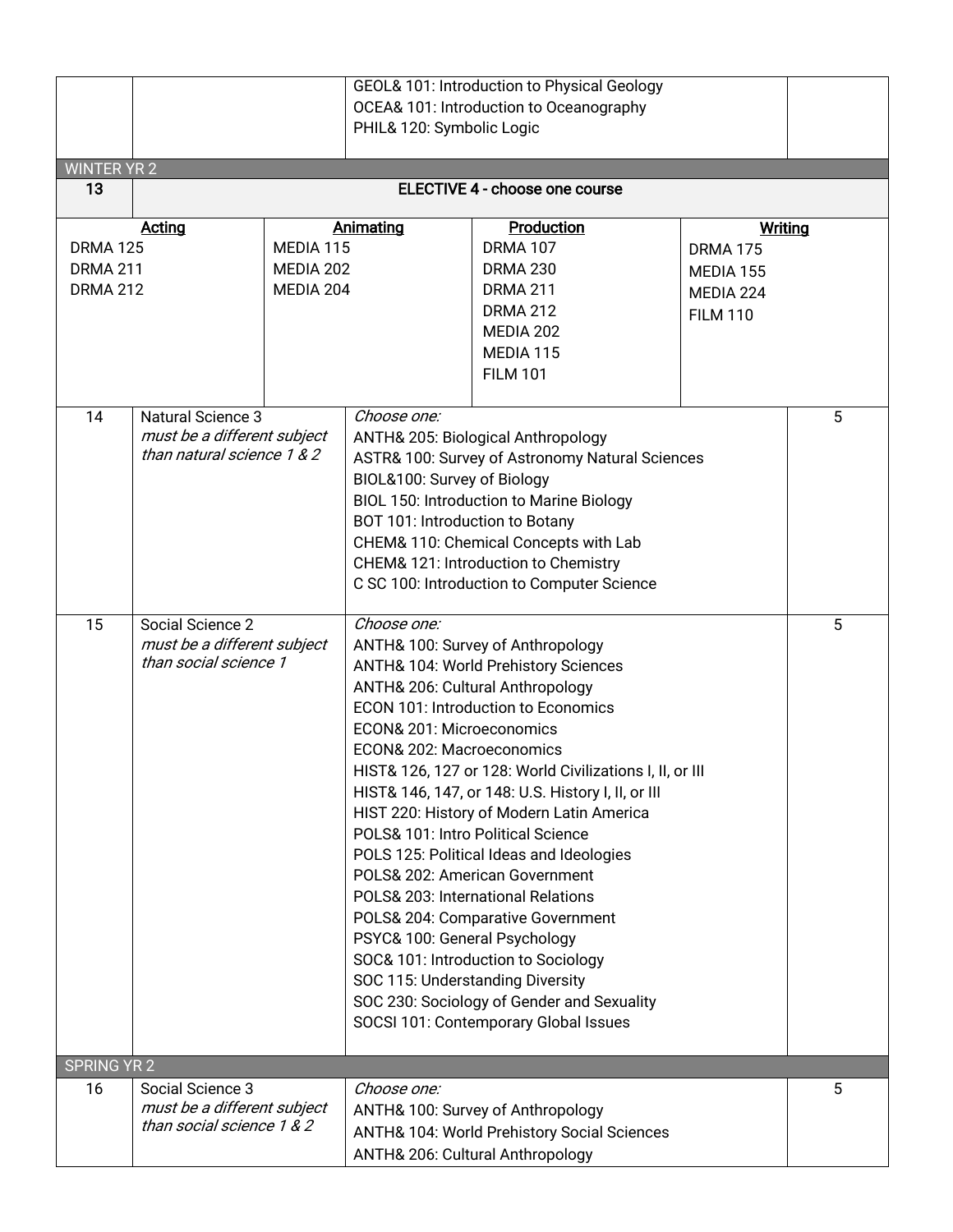| # | Course | Options | Credits |
|---|---|---|---|
| | | GEOL& 101: Introduction to Physical Geology<br>OCEA& 101: Introduction to Oceanography<br>PHIL& 120: Symbolic Logic | |
| **WINTER YR 2** | | | |
| 13 | **ELECTIVE 4 - choose one course** | | |
| | **Acting**<br>DRMA 125<br>DRMA 211<br>DRMA 212 | **Animating**<br>MEDIA 115<br>MEDIA 202<br>MEDIA 204 | |
| | **Production**<br>DRMA 107<br>DRMA 230<br>DRMA 211<br>DRMA 212<br>MEDIA 202<br>MEDIA 115<br>FILM 101 | **Writing**<br>DRMA 175<br>MEDIA 155<br>MEDIA 224<br>FILM 110 | |
| 14 | Natural Science 3<br>*must be a different subject than natural science 1 & 2* | *Choose one:*<br>ANTH& 205: Biological Anthropology<br>ASTR& 100: Survey of Astronomy Natural Sciences<br>BIOL&100: Survey of Biology<br>BIOL 150: Introduction to Marine Biology<br>BOT 101: Introduction to Botany<br>CHEM& 110: Chemical Concepts with Lab<br>CHEM& 121: Introduction to Chemistry<br>C SC 100: Introduction to Computer Science | 5 |
| 15 | Social Science 2<br>*must be a different subject than social science 1* | *Choose one:*<br>ANTH& 100: Survey of Anthropology<br>ANTH& 104: World Prehistory Sciences<br>ANTH& 206: Cultural Anthropology<br>ECON 101: Introduction to Economics<br>ECON& 201: Microeconomics<br>ECON& 202: Macroeconomics<br>HIST& 126, 127 or 128: World Civilizations I, II, or III<br>HIST& 146, 147, or 148: U.S. History I, II, or III<br>HIST 220: History of Modern Latin America<br>POLS& 101: Intro Political Science<br>POLS 125: Political Ideas and Ideologies<br>POLS& 202: American Government<br>POLS& 203: International Relations<br>POLS& 204: Comparative Government<br>PSYC& 100: General Psychology<br>SOC& 101: Introduction to Sociology<br>SOC 115: Understanding Diversity<br>SOC 230: Sociology of Gender and Sexuality<br>SOCSI 101: Contemporary Global Issues | 5 |
| **SPRING YR 2** | | | |
| 16 | Social Science 3<br>*must be a different subject than social science 1 & 2* | *Choose one:*<br>ANTH& 100: Survey of Anthropology<br>ANTH& 104: World Prehistory Social Sciences<br>ANTH& 206: Cultural Anthropology | 5 |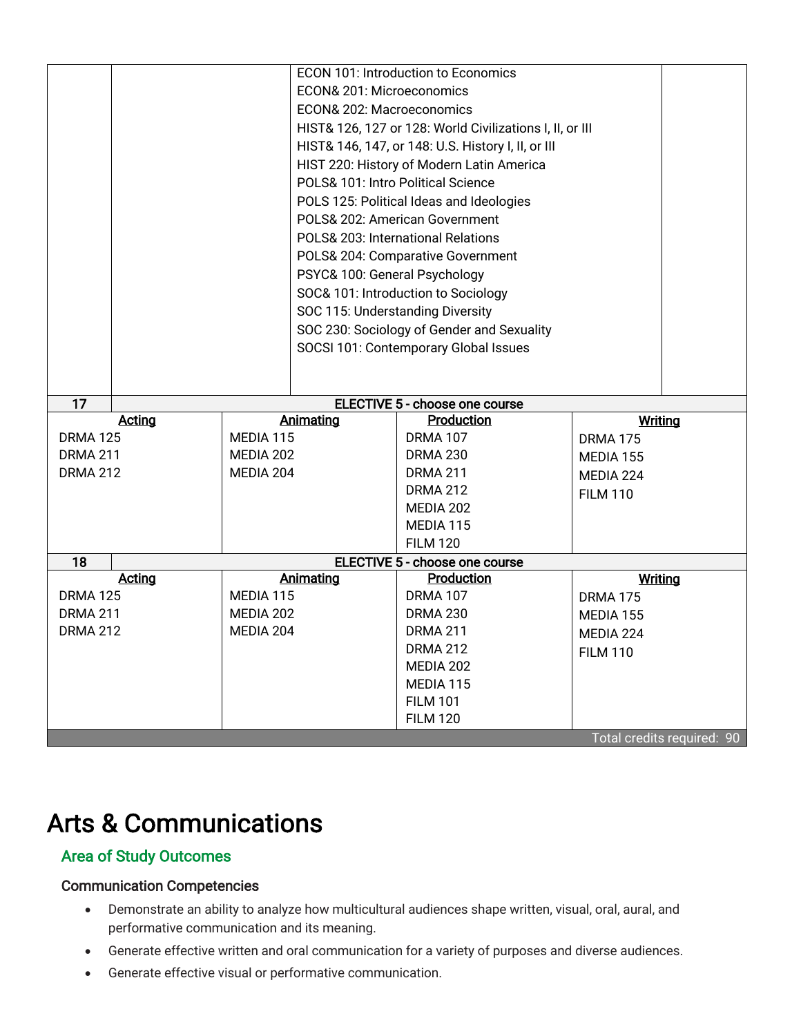| | | | |
|---|---|---|---|
| | | ECON 101: Introduction to Economics<br>ECON& 201: Microeconomics<br>ECON& 202: Macroeconomics<br>HIST& 126, 127 or 128: World Civilizations I, II, or III<br>HIST& 146, 147, or 148: U.S. History I, II, or III<br>HIST 220: History of Modern Latin America<br>POLS& 101: Intro Political Science<br>POLS 125: Political Ideas and Ideologies<br>POLS& 202: American Government<br>POLS& 203: International Relations<br>POLS& 204: Comparative Government<br>PSYC& 100: General Psychology<br>SOC& 101: Introduction to Sociology<br>SOC 115: Understanding Diversity<br>SOC 230: Sociology of Gender and Sexuality<br>SOCSI 101: Contemporary Global Issues | |

| 17 | **ELECTIVE 5 - choose one course** | | |
|---|---|---|---|
| **Acting** | **Animating** | **Production** | **Writing** |
| DRMA 125<br>DRMA 211<br>DRMA 212 | MEDIA 115<br>MEDIA 202<br>MEDIA 204 | DRMA 107<br>DRMA 230<br>DRMA 211<br>DRMA 212<br>MEDIA 202<br>MEDIA 115<br>FILM 120 | DRMA 175<br>MEDIA 155<br>MEDIA 224<br>FILM 110 |
| **18** | **ELECTIVE 5 - choose one course** | | |
| **Acting** | **Animating** | **Production** | **Writing** |
| DRMA 125<br>DRMA 211<br>DRMA 212 | MEDIA 115<br>MEDIA 202<br>MEDIA 204 | DRMA 107<br>DRMA 230<br>DRMA 211<br>DRMA 212<br>MEDIA 202<br>MEDIA 115<br>FILM 101<br>FILM 120 | DRMA 175<br>MEDIA 155<br>MEDIA 224<br>FILM 110 |
| | | | Total credits required: 90 |

# Arts & Communications

## Area of Study Outcomes

### Communication Competencies

- Demonstrate an ability to analyze how multicultural audiences shape written, visual, oral, aural, and performative communication and its meaning.
- Generate effective written and oral communication for a variety of purposes and diverse audiences.
- Generate effective visual or performative communication.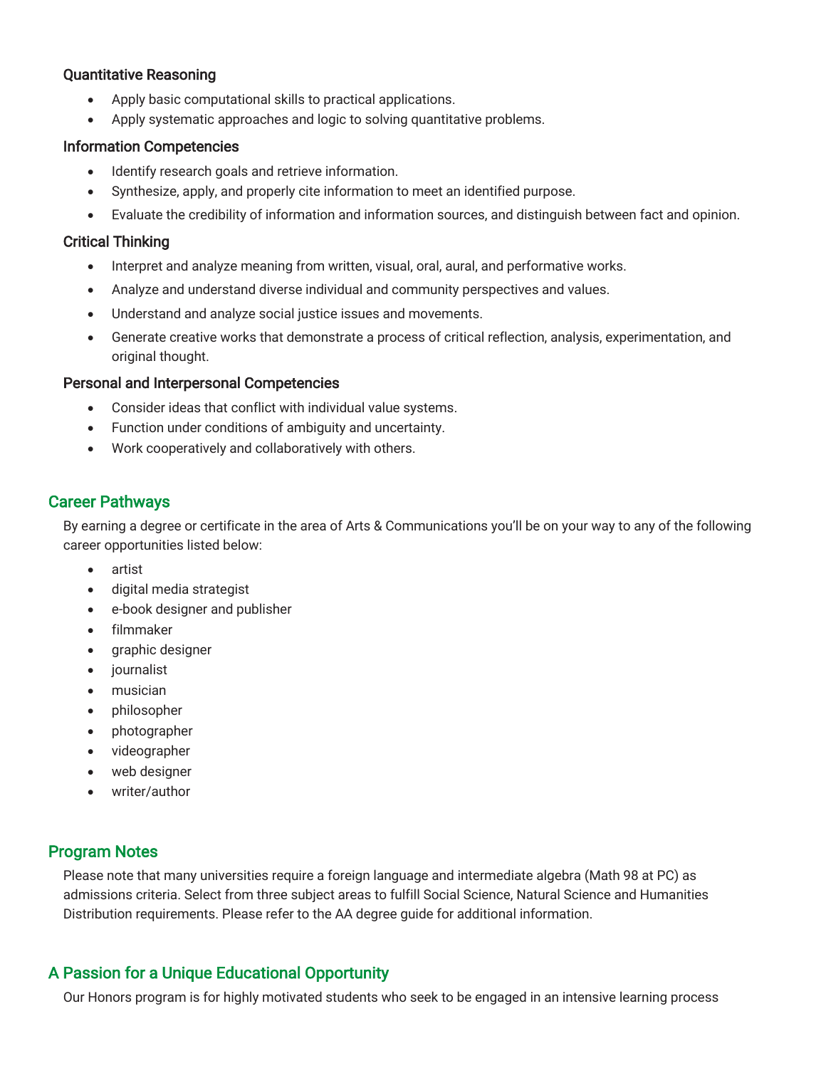### Quantitative Reasoning

- Apply basic computational skills to practical applications.
- Apply systematic approaches and logic to solving quantitative problems.

### Information Competencies

- Identify research goals and retrieve information.
- Synthesize, apply, and properly cite information to meet an identified purpose.
- Evaluate the credibility of information and information sources, and distinguish between fact and opinion.

### Critical Thinking

- Interpret and analyze meaning from written, visual, oral, aural, and performative works.
- Analyze and understand diverse individual and community perspectives and values.
- Understand and analyze social justice issues and movements.
- Generate creative works that demonstrate a process of critical reflection, analysis, experimentation, and original thought.

### Personal and Interpersonal Competencies

- Consider ideas that conflict with individual value systems.
- Function under conditions of ambiguity and uncertainty.
- Work cooperatively and collaboratively with others.

## Career Pathways

By earning a degree or certificate in the area of Arts & Communications you'll be on your way to any of the following career opportunities listed below:

- artist
- digital media strategist
- e-book designer and publisher
- filmmaker
- graphic designer
- journalist
- musician
- philosopher
- photographer
- videographer
- web designer
- writer/author

## Program Notes

Please note that many universities require a foreign language and intermediate algebra (Math 98 at PC) as admissions criteria. Select from three subject areas to fulfill Social Science, Natural Science and Humanities Distribution requirements. Please refer to the AA degree guide for additional information.

## A Passion for a Unique Educational Opportunity

Our Honors program is for highly motivated students who seek to be engaged in an intensive learning process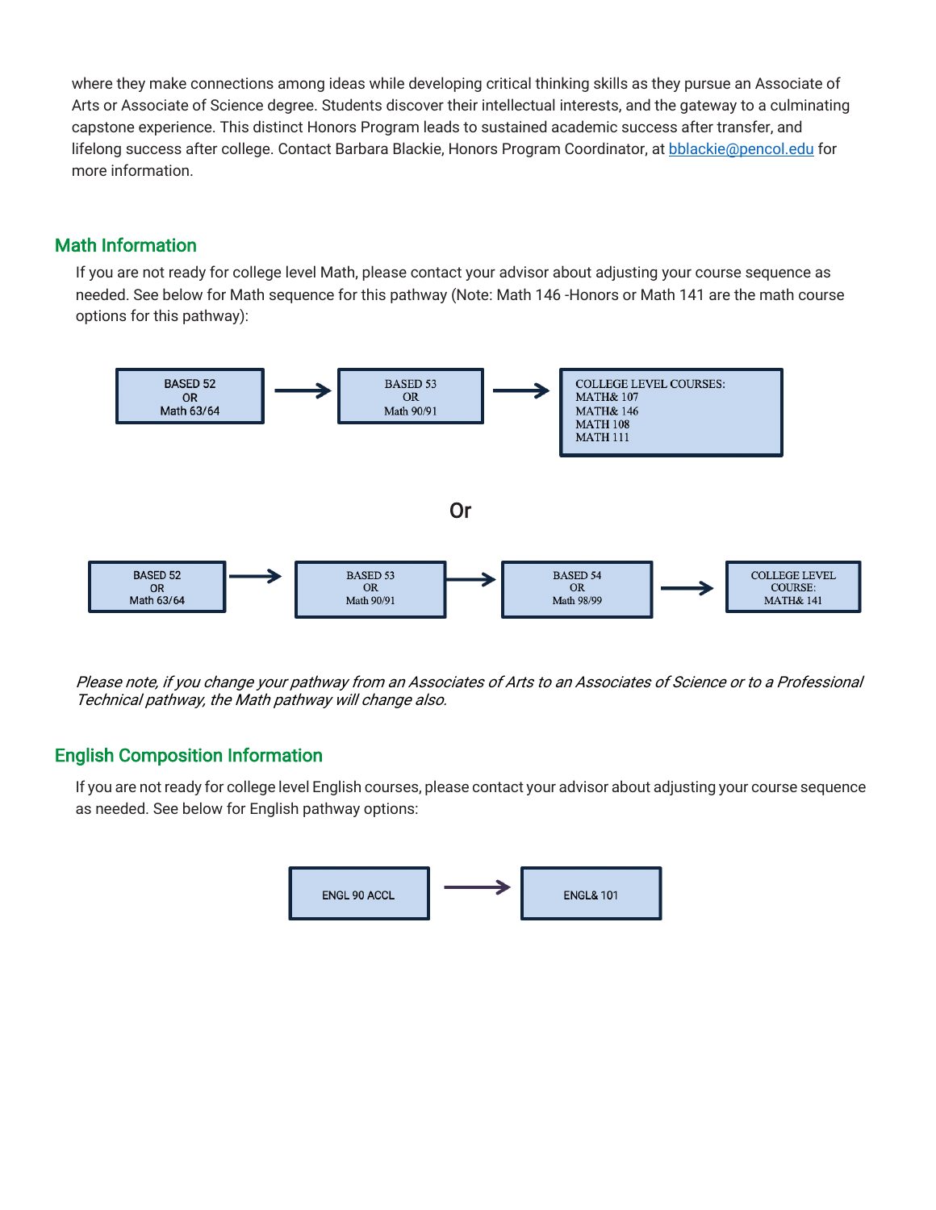where they make connections among ideas while developing critical thinking skills as they pursue an Associate of Arts or Associate of Science degree. Students discover their intellectual interests, and the gateway to a culminating capstone experience. This distinct Honors Program leads to sustained academic success after transfer, and lifelong success after college. Contact Barbara Blackie, Honors Program Coordinator, at [bblackie@pencol.edu](mailto:bblackie@pencol.edu) for more information.

## Math Information

If you are not ready for college level Math, please contact your advisor about adjusting your course sequence as needed. See below for Math sequence for this pathway (Note: Math 146 -Honors or Math 141 are the math course options for this pathway):

BASED 52 OR Math 63/64 → BASED 53 OR Math 90/91 → COLLEGE LEVEL COURSES: MATH& 107, MATH& 146, MATH 108, MATH 111

Or

BASED 52 OR Math 63/64 → BASED 53 OR Math 90/91 → BASED 54 OR Math 98/99 → COLLEGE LEVEL COURSE: MATH& 141

*Please note, if you change your pathway from an Associates of Arts to an Associates of Science or to a Professional Technical pathway, the Math pathway will change also.*

## English Composition Information

If you are not ready for college level English courses, please contact your advisor about adjusting your course sequence as needed. See below for English pathway options:

ENGL 90 ACCL → ENGL& 101